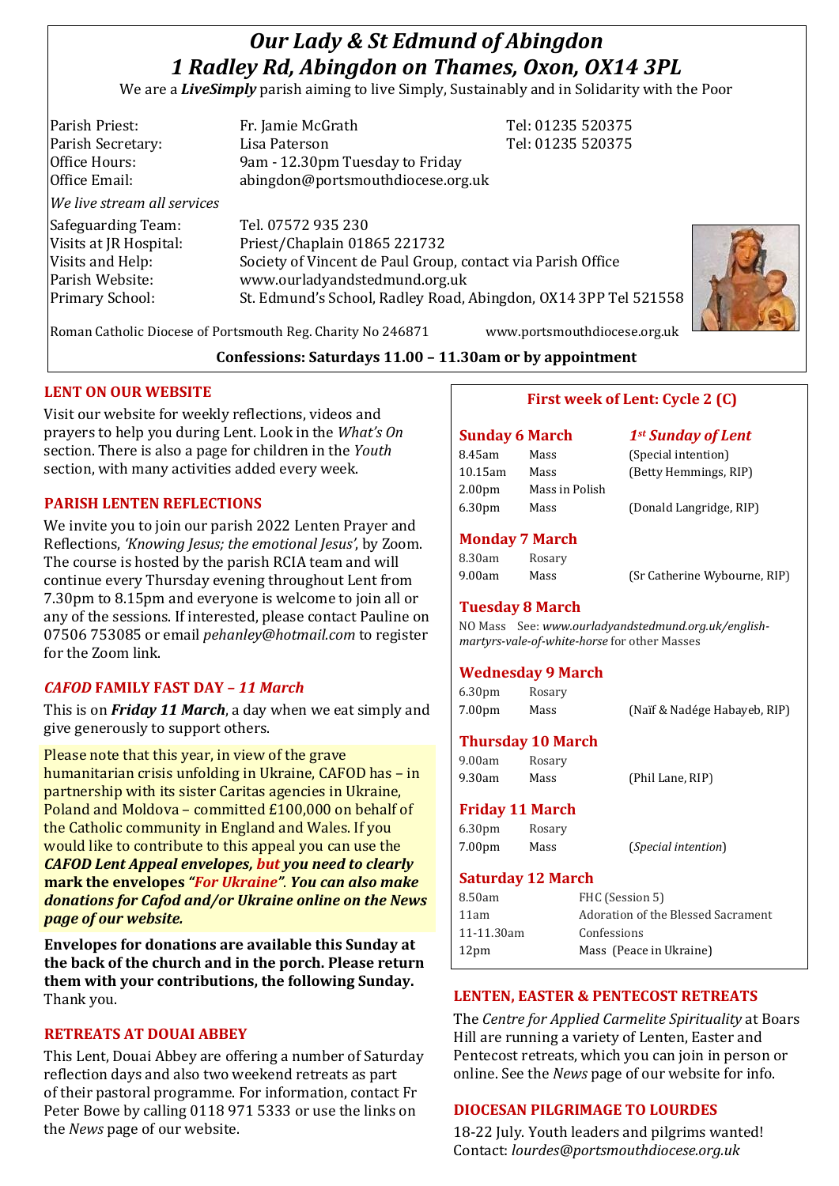# *Our Lady & St Edmund of Abingdon*
# *1 Radley Rd, Abingdon on Thames, Oxon, OX14 3PL*

We are a ***LiveSimply*** parish aiming to live Simply, Sustainably and in Solidarity with the Poor

| | | |
|---|---|---|
| Parish Priest: | Fr. Jamie McGrath | Tel: 01235 520375 |
| Parish Secretary: | Lisa Paterson | Tel: 01235 520375 |
| Office Hours: | 9am - 12.30pm Tuesday to Friday | |
| Office Email: | abingdon@portsmouthdiocese.org.uk | |

*We live stream all services*

| | |
|---|---|
| Safeguarding Team: | Tel. 07572 935 230 |
| Visits at JR Hospital: | Priest/Chaplain 01865 221732 |
| Visits and Help: | Society of Vincent de Paul Group, contact via Parish Office |
| Parish Website: | www.ourladyandstedmund.org.uk |
| Primary School: | St. Edmund's School, Radley Road, Abingdon, OX14 3PP Tel 521558 |

Roman Catholic Diocese of Portsmouth Reg. Charity No 246871 www.portsmouthdiocese.org.uk

**Confessions: Saturdays 11.00 – 11.30am or by appointment**

## LENT ON OUR WEBSITE

Visit our website for weekly reflections, videos and prayers to help you during Lent. Look in the *What's On* section. There is also a page for children in the *Youth* section, with many activities added every week.

## PARISH LENTEN REFLECTIONS

We invite you to join our parish 2022 Lenten Prayer and Reflections, *'Knowing Jesus; the emotional Jesus'*, by Zoom. The course is hosted by the parish RCIA team and will continue every Thursday evening throughout Lent from 7.30pm to 8.15pm and everyone is welcome to join all or any of the sessions. If interested, please contact Pauline on 07506 753085 or email *pehanley@hotmail.com* to register for the Zoom link.

## *CAFOD* FAMILY FAST DAY – *11 March*

This is on ***Friday 11 March***, a day when we eat simply and give generously to support others.

Please note that this year, in view of the grave humanitarian crisis unfolding in Ukraine, CAFOD has – in partnership with its sister Caritas agencies in Ukraine, Poland and Moldova – committed £100,000 on behalf of the Catholic community in England and Wales. If you would like to contribute to this appeal you can use the ***CAFOD Lent Appeal envelopes, but you need to clearly*** **mark the envelopes *"For Ukraine"*. *You can also make donations for Cafod and/or Ukraine online on the News page of our website.***

**Envelopes for donations are available this Sunday at the back of the church and in the porch. Please return them with your contributions, the following Sunday.** Thank you.

## RETREATS AT DOUAI ABBEY

This Lent, Douai Abbey are offering a number of Saturday reflection days and also two weekend retreats as part of their pastoral programme. For information, contact Fr Peter Bowe by calling 0118 971 5333 or use the links on the *News* page of our website.

## First week of Lent: Cycle 2 (C)

### Sunday 6 March — *1st Sunday of Lent*

| | | |
|---|---|---|
| 8.45am | Mass | (Special intention) |
| 10.15am | Mass | (Betty Hemmings, RIP) |
| 2.00pm | Mass in Polish | |
| 6.30pm | Mass | (Donald Langridge, RIP) |

### Monday 7 March

| | | |
|---|---|---|
| 8.30am | Rosary | |
| 9.00am | Mass | (Sr Catherine Wybourne, RIP) |

### Tuesday 8 March

NO Mass See: ***www.ourladyandstedmund.org.uk/english-martyrs-vale-of-white-horse*** for other Masses

### Wednesday 9 March

| | | |
|---|---|---|
| 6.30pm | Rosary | |
| 7.00pm | Mass | (Naïf & Nadége Habayeb, RIP) |

### Thursday 10 March

| | | |
|---|---|---|
| 9.00am | Rosary | |
| 9.30am | Mass | (Phil Lane, RIP) |

### Friday 11 March

| | | |
|---|---|---|
| 6.30pm | Rosary | |
| 7.00pm | Mass | (*Special intention*) |

### Saturday 12 March

| | |
|---|---|
| 8.50am | FHC (Session 5) |
| 11am | Adoration of the Blessed Sacrament |
| 11-11.30am | Confessions |
| 12pm | Mass (Peace in Ukraine) |

## LENTEN, EASTER & PENTECOST RETREATS

The *Centre for Applied Carmelite Spirituality* at Boars Hill are running a variety of Lenten, Easter and Pentecost retreats, which you can join in person or online. See the *News* page of our website for info.

## DIOCESAN PILGRIMAGE TO LOURDES

18-22 July. Youth leaders and pilgrims wanted! Contact: *lourdes@portsmouthdiocese.org.uk*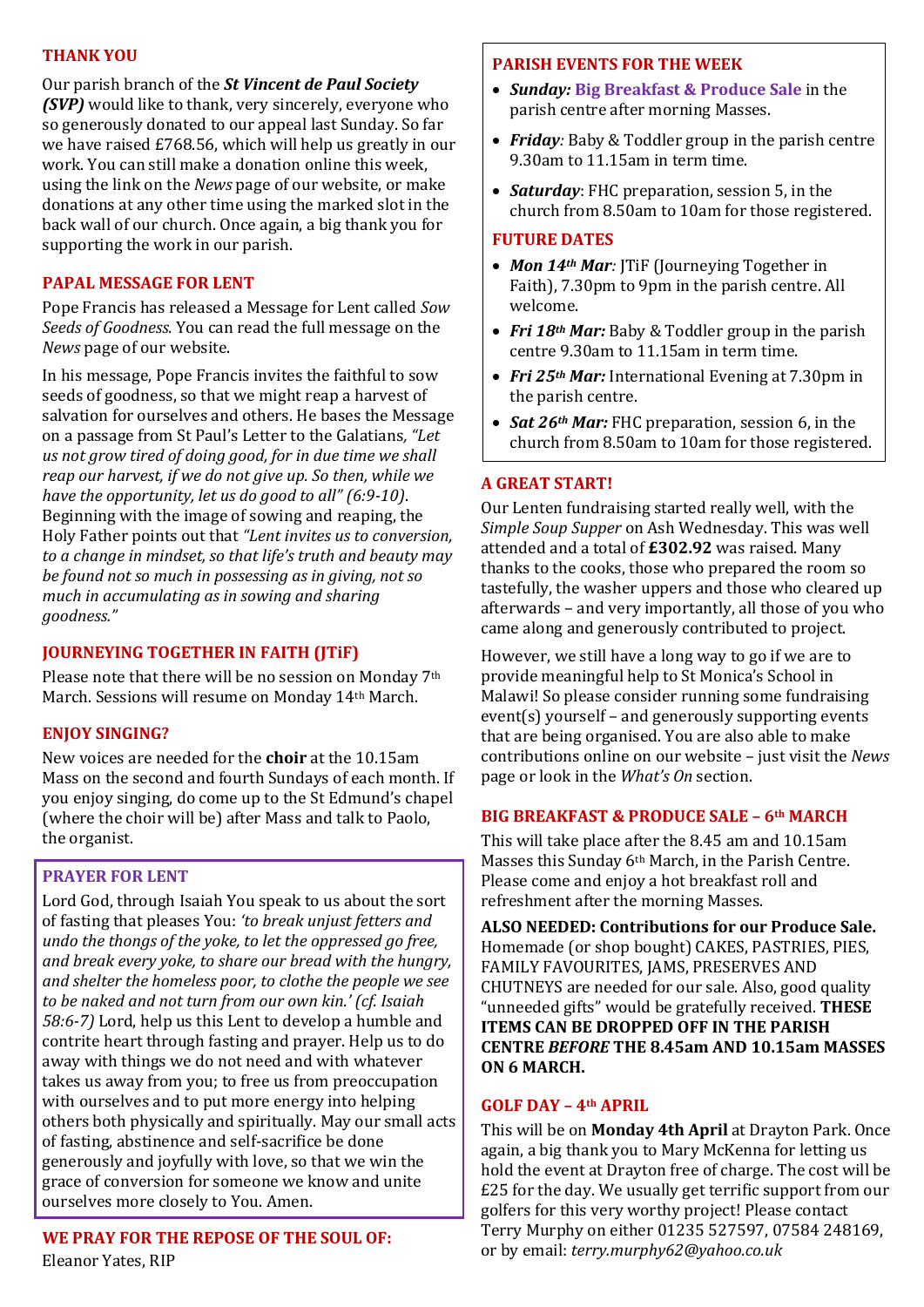## THANK YOU

Our parish branch of the ***St Vincent de Paul Society (SVP)*** would like to thank, very sincerely, everyone who so generously donated to our appeal last Sunday. So far we have raised £768.56, which will help us greatly in our work. You can still make a donation online this week, using the link on the *News* page of our website, or make donations at any other time using the marked slot in the back wall of our church. Once again, a big thank you for supporting the work in our parish.

## PAPAL MESSAGE FOR LENT

Pope Francis has released a Message for Lent called *Sow Seeds of Goodness.* You can read the full message on the *News* page of our website.

In his message, Pope Francis invites the faithful to sow seeds of goodness, so that we might reap a harvest of salvation for ourselves and others. He bases the Message on a passage from St Paul's Letter to the Galatians, *"Let us not grow tired of doing good, for in due time we shall reap our harvest, if we do not give up. So then, while we have the opportunity, let us do good to all" (6:9-10)*. Beginning with the image of sowing and reaping, the Holy Father points out that *"Lent invites us to conversion, to a change in mindset, so that life's truth and beauty may be found not so much in possessing as in giving, not so much in accumulating as in sowing and sharing goodness."*

## JOURNEYING TOGETHER IN FAITH (JTiF)

Please note that there will be no session on Monday 7th March. Sessions will resume on Monday 14th March.

## ENJOY SINGING?

New voices are needed for the **choir** at the 10.15am Mass on the second and fourth Sundays of each month. If you enjoy singing, do come up to the St Edmund's chapel (where the choir will be) after Mass and talk to Paolo, the organist.

## PRAYER FOR LENT

Lord God, through Isaiah You speak to us about the sort of fasting that pleases You: *'to break unjust fetters and undo the thongs of the yoke, to let the oppressed go free, and break every yoke, to share our bread with the hungry, and shelter the homeless poor, to clothe the people we see to be naked and not turn from our own kin.' (cf. Isaiah 58:6-7)* Lord, help us this Lent to develop a humble and contrite heart through fasting and prayer. Help us to do away with things we do not need and with whatever takes us away from you; to free us from preoccupation with ourselves and to put more energy into helping others both physically and spiritually. May our small acts of fasting, abstinence and self-sacrifice be done generously and joyfully with love, so that we win the grace of conversion for someone we know and unite ourselves more closely to You. Amen.

## WE PRAY FOR THE REPOSE OF THE SOUL OF:

Eleanor Yates, RIP

## PARISH EVENTS FOR THE WEEK

- ***Sunday:*** **Big Breakfast & Produce Sale** in the parish centre after morning Masses.
- ***Friday****:* Baby & Toddler group in the parish centre 9.30am to 11.15am in term time.
- ***Saturday***: FHC preparation, session 5, in the church from 8.50am to 10am for those registered.

## FUTURE DATES

- ***Mon 14th Mar****:* JTiF (Journeying Together in Faith), 7.30pm to 9pm in the parish centre. All welcome.
- ***Fri 18th Mar:*** Baby & Toddler group in the parish centre 9.30am to 11.15am in term time.
- ***Fri 25th Mar:*** International Evening at 7.30pm in the parish centre.
- ***Sat 26th Mar:*** FHC preparation, session 6, in the church from 8.50am to 10am for those registered.

## A GREAT START!

Our Lenten fundraising started really well, with the *Simple Soup Supper* on Ash Wednesday. This was well attended and a total of **£302.92** was raised. Many thanks to the cooks, those who prepared the room so tastefully, the washer uppers and those who cleared up afterwards – and very importantly, all those of you who came along and generously contributed to project.

However, we still have a long way to go if we are to provide meaningful help to St Monica's School in Malawi! So please consider running some fundraising event(s) yourself – and generously supporting events that are being organised. You are also able to make contributions online on our website – just visit the *News* page or look in the *What's On* section.

## BIG BREAKFAST & PRODUCE SALE – 6th MARCH

This will take place after the 8.45 am and 10.15am Masses this Sunday 6th March, in the Parish Centre. Please come and enjoy a hot breakfast roll and refreshment after the morning Masses.

**ALSO NEEDED: Contributions for our Produce Sale.** Homemade (or shop bought) CAKES, PASTRIES, PIES, FAMILY FAVOURITES, JAMS, PRESERVES AND CHUTNEYS are needed for our sale. Also, good quality "unneeded gifts" would be gratefully received. **THESE ITEMS CAN BE DROPPED OFF IN THE PARISH CENTRE *BEFORE* THE 8.45am AND 10.15am MASSES ON 6 MARCH.**

## GOLF DAY – 4th APRIL

This will be on **Monday 4th April** at Drayton Park. Once again, a big thank you to Mary McKenna for letting us hold the event at Drayton free of charge. The cost will be £25 for the day. We usually get terrific support from our golfers for this very worthy project! Please contact Terry Murphy on either 01235 527597, 07584 248169, or by email: *terry.murphy62@yahoo.co.uk*